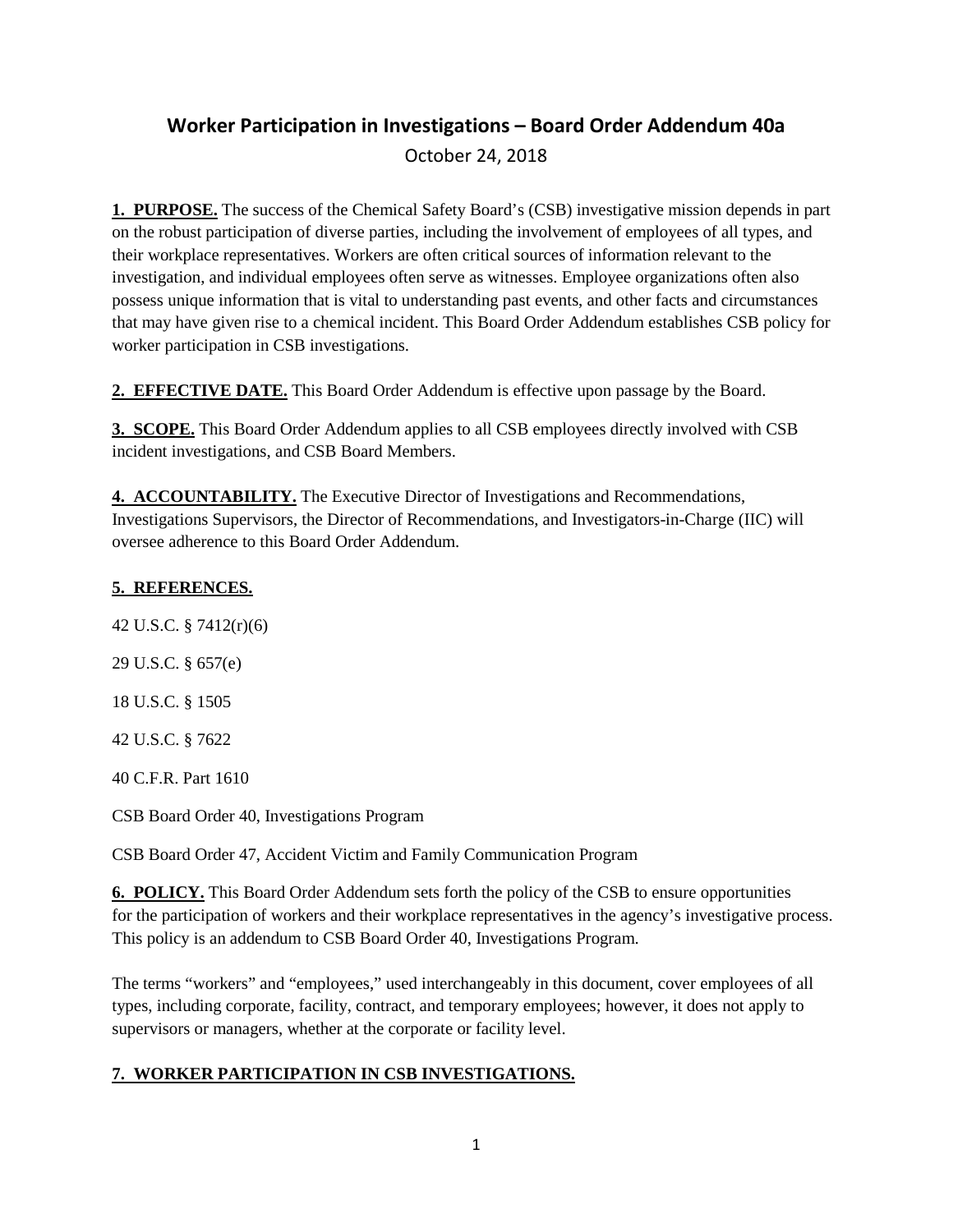# Worker Participation in Investigations – Board Order Addendum 40a

October 24, 2018

**1. PURPOSE.** The success of the Chemical Safety Board's (CSB) investigative mission depends in part on the robust participation of diverse parties, including the involvement of employees of all types, and their workplace representatives. Workers are often critical sources of information relevant to the investigation, and individual employees often serve as witnesses. Employee organizations often also possess unique information that is vital to understanding past events, and other facts and circumstances that may have given rise to a chemical incident. This Board Order Addendum establishes CSB policy for worker participation in CSB investigations.

**2. EFFECTIVE DATE.** This Board Order Addendum is effective upon passage by the Board.

**3. SCOPE.** This Board Order Addendum applies to all CSB employees directly involved with CSB incident investigations, and CSB Board Members.

**4. ACCOUNTABILITY.** The Executive Director of Investigations and Recommendations, Investigations Supervisors, the Director of Recommendations, and Investigators-in-Charge (IIC) will oversee adherence to this Board Order Addendum.

**5. REFERENCES.**

42 U.S.C. § 7412(r)(6)

29 U.S.C. § 657(e)

18 U.S.C. § 1505

42 U.S.C. § 7622

40 C.F.R. Part 1610

CSB Board Order 40, Investigations Program

CSB Board Order 47, Accident Victim and Family Communication Program

**6. POLICY.** This Board Order Addendum sets forth the policy of the CSB to ensure opportunities for the participation of workers and their workplace representatives in the agency's investigative process. This policy is an addendum to CSB Board Order 40, Investigations Program.

The terms "workers" and "employees," used interchangeably in this document, cover employees of all types, including corporate, facility, contract, and temporary employees; however, it does not apply to supervisors or managers, whether at the corporate or facility level.

**7. WORKER PARTICIPATION IN CSB INVESTIGATIONS.**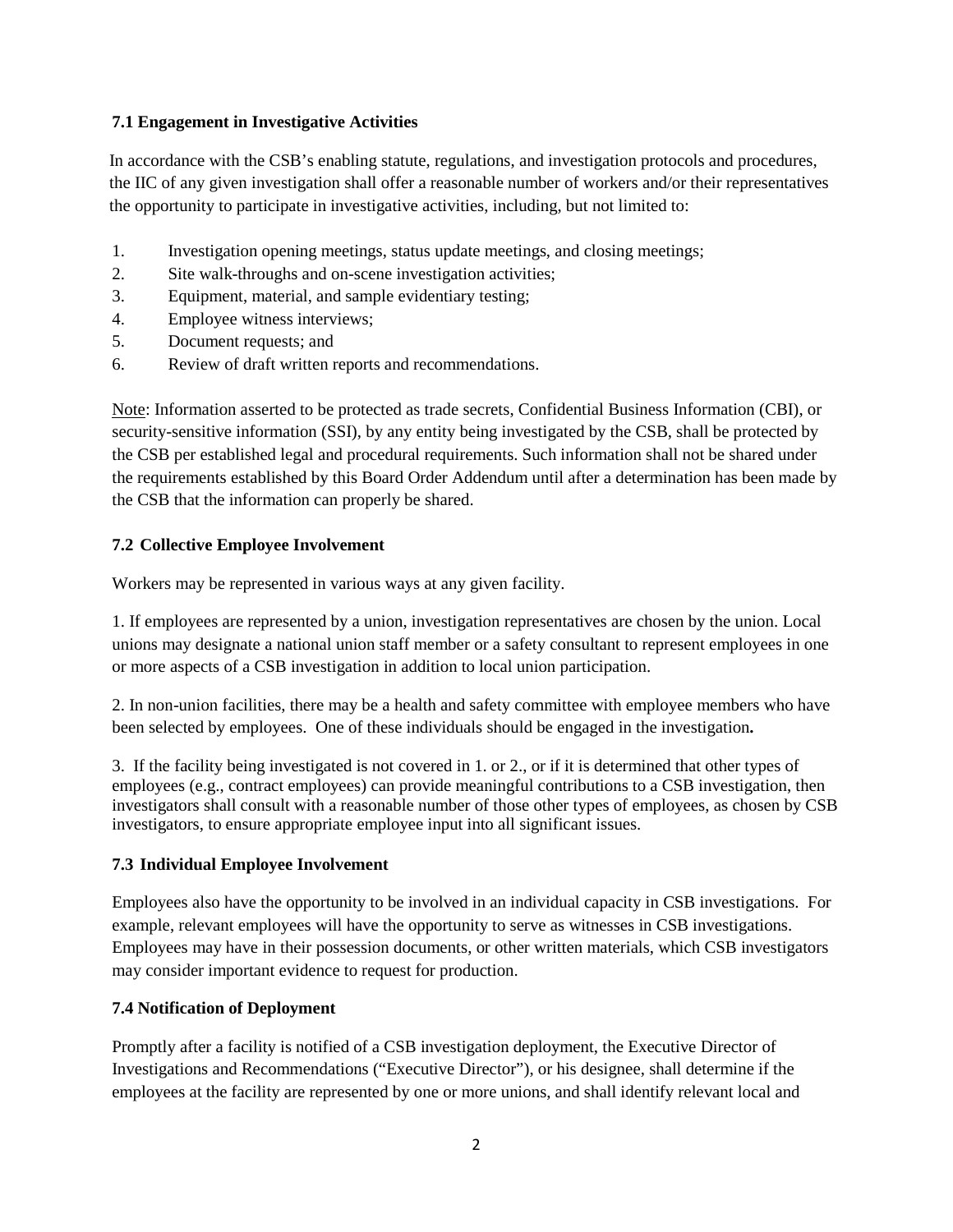### 7.1 Engagement in Investigative Activities

In accordance with the CSB's enabling statute, regulations, and investigation protocols and procedures, the IIC of any given investigation shall offer a reasonable number of workers and/or their representatives the opportunity to participate in investigative activities, including, but not limited to:

1. Investigation opening meetings, status update meetings, and closing meetings;
2. Site walk-throughs and on-scene investigation activities;
3. Equipment, material, and sample evidentiary testing;
4. Employee witness interviews;
5. Document requests; and
6. Review of draft written reports and recommendations.

Note: Information asserted to be protected as trade secrets, Confidential Business Information (CBI), or security-sensitive information (SSI), by any entity being investigated by the CSB, shall be protected by the CSB per established legal and procedural requirements. Such information shall not be shared under the requirements established by this Board Order Addendum until after a determination has been made by the CSB that the information can properly be shared.

### 7.2 Collective Employee Involvement

Workers may be represented in various ways at any given facility.

1. If employees are represented by a union, investigation representatives are chosen by the union. Local unions may designate a national union staff member or a safety consultant to represent employees in one or more aspects of a CSB investigation in addition to local union participation.

2. In non-union facilities, there may be a health and safety committee with employee members who have been selected by employees. One of these individuals should be engaged in the investigation**.**

3. If the facility being investigated is not covered in 1. or 2., or if it is determined that other types of employees (e.g., contract employees) can provide meaningful contributions to a CSB investigation, then investigators shall consult with a reasonable number of those other types of employees, as chosen by CSB investigators, to ensure appropriate employee input into all significant issues.

### 7.3 Individual Employee Involvement

Employees also have the opportunity to be involved in an individual capacity in CSB investigations. For example, relevant employees will have the opportunity to serve as witnesses in CSB investigations. Employees may have in their possession documents, or other written materials, which CSB investigators may consider important evidence to request for production.

### 7.4 Notification of Deployment

Promptly after a facility is notified of a CSB investigation deployment, the Executive Director of Investigations and Recommendations ("Executive Director"), or his designee, shall determine if the employees at the facility are represented by one or more unions, and shall identify relevant local and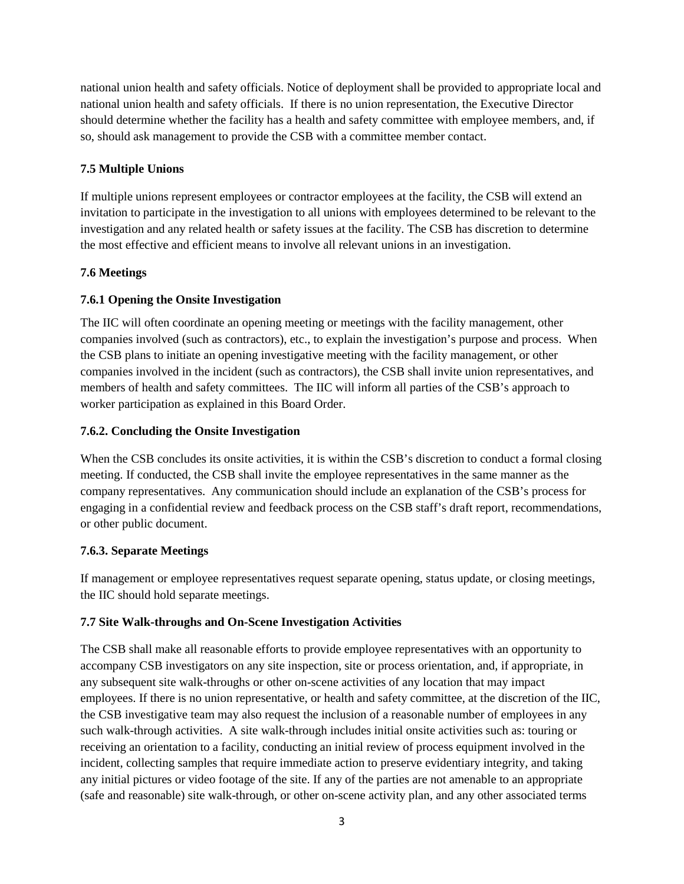national union health and safety officials. Notice of deployment shall be provided to appropriate local and national union health and safety officials. If there is no union representation, the Executive Director should determine whether the facility has a health and safety committee with employee members, and, if so, should ask management to provide the CSB with a committee member contact.

**7.5 Multiple Unions**

If multiple unions represent employees or contractor employees at the facility, the CSB will extend an invitation to participate in the investigation to all unions with employees determined to be relevant to the investigation and any related health or safety issues at the facility. The CSB has discretion to determine the most effective and efficient means to involve all relevant unions in an investigation.

**7.6 Meetings**

**7.6.1 Opening the Onsite Investigation**

The IIC will often coordinate an opening meeting or meetings with the facility management, other companies involved (such as contractors), etc., to explain the investigation's purpose and process. When the CSB plans to initiate an opening investigative meeting with the facility management, or other companies involved in the incident (such as contractors), the CSB shall invite union representatives, and members of health and safety committees. The IIC will inform all parties of the CSB's approach to worker participation as explained in this Board Order.

**7.6.2. Concluding the Onsite Investigation**

When the CSB concludes its onsite activities, it is within the CSB's discretion to conduct a formal closing meeting. If conducted, the CSB shall invite the employee representatives in the same manner as the company representatives. Any communication should include an explanation of the CSB's process for engaging in a confidential review and feedback process on the CSB staff's draft report, recommendations, or other public document.

**7.6.3. Separate Meetings**

If management or employee representatives request separate opening, status update, or closing meetings, the IIC should hold separate meetings.

**7.7 Site Walk-throughs and On-Scene Investigation Activities**

The CSB shall make all reasonable efforts to provide employee representatives with an opportunity to accompany CSB investigators on any site inspection, site or process orientation, and, if appropriate, in any subsequent site walk-throughs or other on-scene activities of any location that may impact employees. If there is no union representative, or health and safety committee, at the discretion of the IIC, the CSB investigative team may also request the inclusion of a reasonable number of employees in any such walk-through activities. A site walk-through includes initial onsite activities such as: touring or receiving an orientation to a facility, conducting an initial review of process equipment involved in the incident, collecting samples that require immediate action to preserve evidentiary integrity, and taking any initial pictures or video footage of the site. If any of the parties are not amenable to an appropriate (safe and reasonable) site walk-through, or other on-scene activity plan, and any other associated terms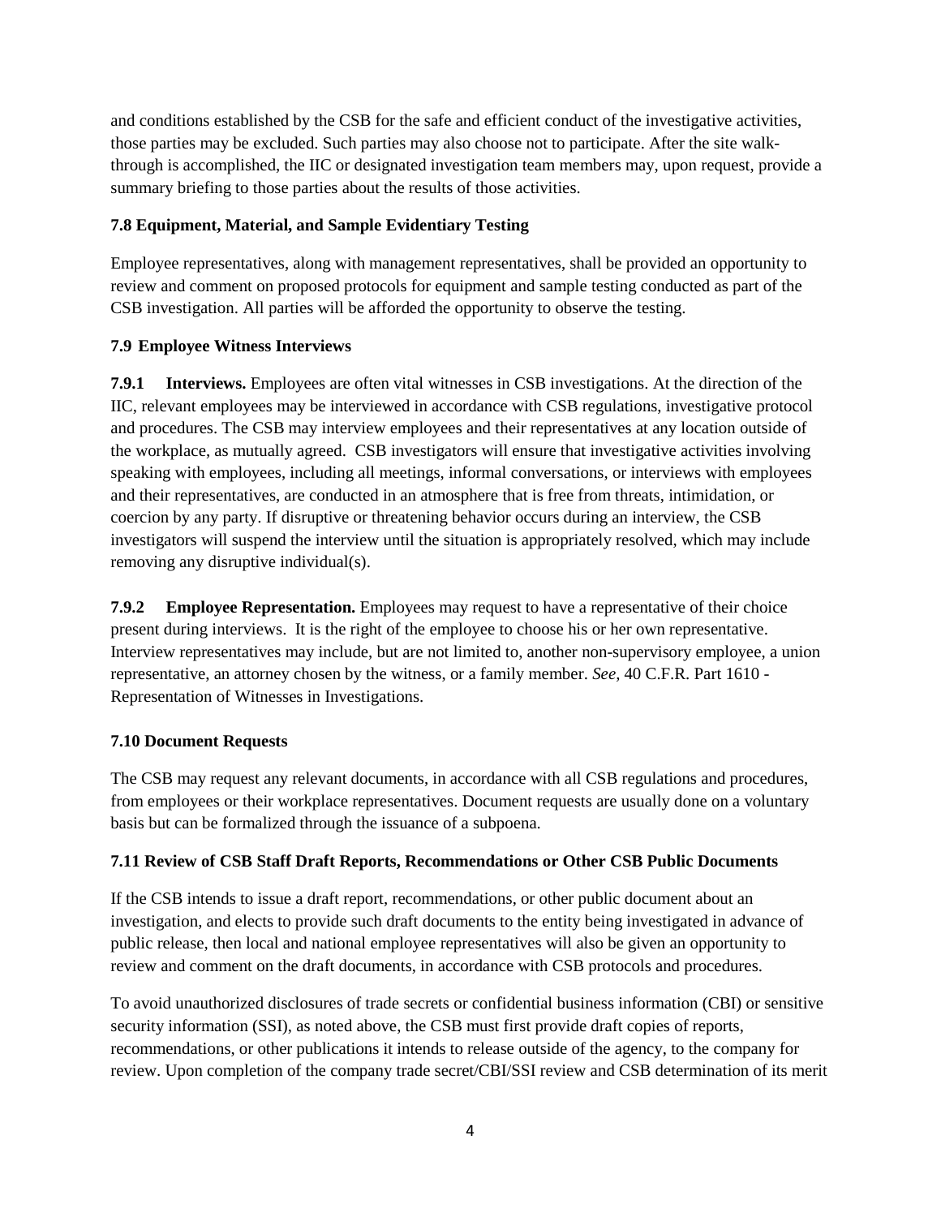and conditions established by the CSB for the safe and efficient conduct of the investigative activities, those parties may be excluded. Such parties may also choose not to participate. After the site walk-through is accomplished, the IIC or designated investigation team members may, upon request, provide a summary briefing to those parties about the results of those activities.

### 7.8 Equipment, Material, and Sample Evidentiary Testing

Employee representatives, along with management representatives, shall be provided an opportunity to review and comment on proposed protocols for equipment and sample testing conducted as part of the CSB investigation. All parties will be afforded the opportunity to observe the testing.

### 7.9 Employee Witness Interviews

**7.9.1 Interviews.** Employees are often vital witnesses in CSB investigations. At the direction of the IIC, relevant employees may be interviewed in accordance with CSB regulations, investigative protocol and procedures. The CSB may interview employees and their representatives at any location outside of the workplace, as mutually agreed. CSB investigators will ensure that investigative activities involving speaking with employees, including all meetings, informal conversations, or interviews with employees and their representatives, are conducted in an atmosphere that is free from threats, intimidation, or coercion by any party. If disruptive or threatening behavior occurs during an interview, the CSB investigators will suspend the interview until the situation is appropriately resolved, which may include removing any disruptive individual(s).

**7.9.2 Employee Representation.** Employees may request to have a representative of their choice present during interviews. It is the right of the employee to choose his or her own representative. Interview representatives may include, but are not limited to, another non-supervisory employee, a union representative, an attorney chosen by the witness, or a family member. *See,* 40 C.F.R. Part 1610 - Representation of Witnesses in Investigations.

### 7.10 Document Requests

The CSB may request any relevant documents, in accordance with all CSB regulations and procedures, from employees or their workplace representatives. Document requests are usually done on a voluntary basis but can be formalized through the issuance of a subpoena.

### 7.11 Review of CSB Staff Draft Reports, Recommendations or Other CSB Public Documents

If the CSB intends to issue a draft report, recommendations, or other public document about an investigation, and elects to provide such draft documents to the entity being investigated in advance of public release, then local and national employee representatives will also be given an opportunity to review and comment on the draft documents, in accordance with CSB protocols and procedures.

To avoid unauthorized disclosures of trade secrets or confidential business information (CBI) or sensitive security information (SSI), as noted above, the CSB must first provide draft copies of reports, recommendations, or other publications it intends to release outside of the agency, to the company for review. Upon completion of the company trade secret/CBI/SSI review and CSB determination of its merit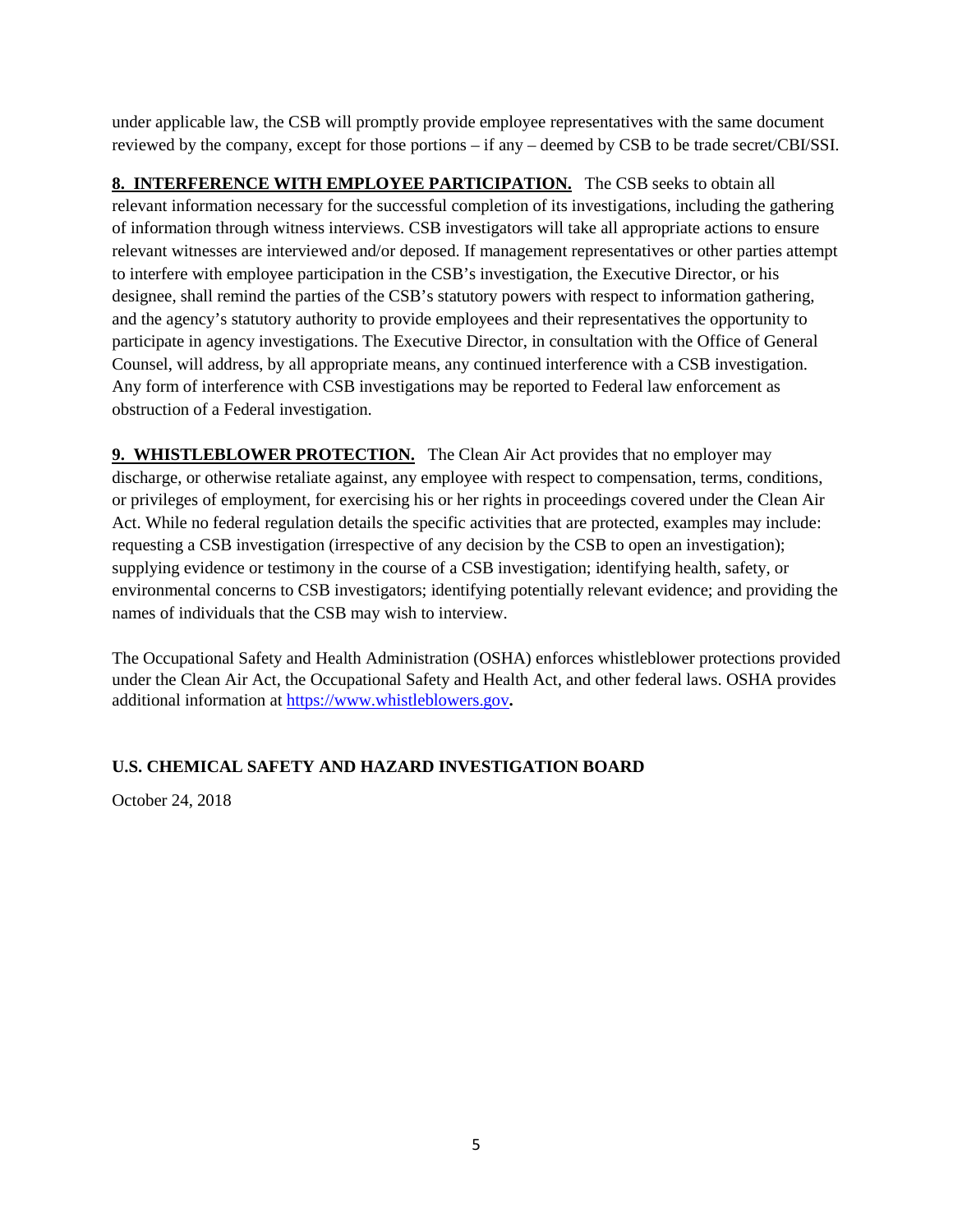under applicable law, the CSB will promptly provide employee representatives with the same document reviewed by the company, except for those portions – if any – deemed by CSB to be trade secret/CBI/SSI.

**8. INTERFERENCE WITH EMPLOYEE PARTICIPATION.** The CSB seeks to obtain all relevant information necessary for the successful completion of its investigations, including the gathering of information through witness interviews. CSB investigators will take all appropriate actions to ensure relevant witnesses are interviewed and/or deposed. If management representatives or other parties attempt to interfere with employee participation in the CSB's investigation, the Executive Director, or his designee, shall remind the parties of the CSB's statutory powers with respect to information gathering, and the agency's statutory authority to provide employees and their representatives the opportunity to participate in agency investigations. The Executive Director, in consultation with the Office of General Counsel, will address, by all appropriate means, any continued interference with a CSB investigation. Any form of interference with CSB investigations may be reported to Federal law enforcement as obstruction of a Federal investigation.

**9. WHISTLEBLOWER PROTECTION.** The Clean Air Act provides that no employer may discharge, or otherwise retaliate against, any employee with respect to compensation, terms, conditions, or privileges of employment, for exercising his or her rights in proceedings covered under the Clean Air Act. While no federal regulation details the specific activities that are protected, examples may include: requesting a CSB investigation (irrespective of any decision by the CSB to open an investigation); supplying evidence or testimony in the course of a CSB investigation; identifying health, safety, or environmental concerns to CSB investigators; identifying potentially relevant evidence; and providing the names of individuals that the CSB may wish to interview.

The Occupational Safety and Health Administration (OSHA) enforces whistleblower protections provided under the Clean Air Act, the Occupational Safety and Health Act, and other federal laws. OSHA provides additional information at [https://www.whistleblowers.gov](https://www.whistleblowers.gov).

**U.S. CHEMICAL SAFETY AND HAZARD INVESTIGATION BOARD**

October 24, 2018